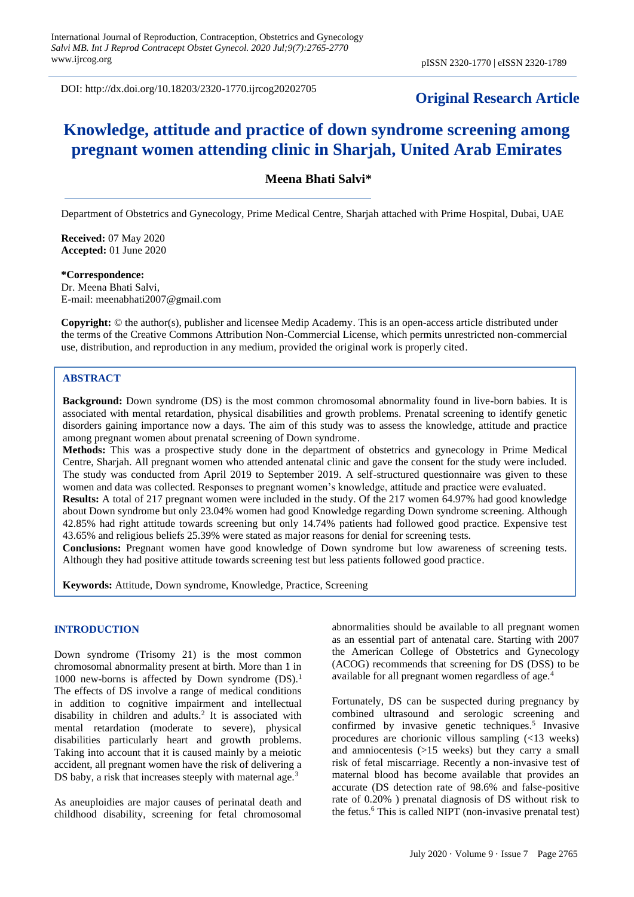DOI: http://dx.doi.org/10.18203/2320-1770.ijrcog20202705

**Original Research Article**

# Knowledge, attitude and practice of down syndrome screening among pregnant women attending clinic in Sharjah, United Arab Emirates

**Meena Bhati Salvi***

Department of Obstetrics and Gynecology, Prime Medical Centre, Sharjah attached with Prime Hospital, Dubai, UAE

**Received:** 07 May 2020
**Accepted:** 01 June 2020

***Correspondence:**
Dr. Meena Bhati Salvi,
E-mail: meenabhati2007@gmail.com

**Copyright:** © the author(s), publisher and licensee Medip Academy. This is an open-access article distributed under the terms of the Creative Commons Attribution Non-Commercial License, which permits unrestricted non-commercial use, distribution, and reproduction in any medium, provided the original work is properly cited.

## ABSTRACT

**Background:** Down syndrome (DS) is the most common chromosomal abnormality found in live-born babies. It is associated with mental retardation, physical disabilities and growth problems. Prenatal screening to identify genetic disorders gaining importance now a days. The aim of this study was to assess the knowledge, attitude and practice among pregnant women about prenatal screening of Down syndrome.

**Methods:** This was a prospective study done in the department of obstetrics and gynecology in Prime Medical Centre, Sharjah. All pregnant women who attended antenatal clinic and gave the consent for the study were included. The study was conducted from April 2019 to September 2019. A self-structured questionnaire was given to these women and data was collected. Responses to pregnant women's knowledge, attitude and practice were evaluated.

**Results:** A total of 217 pregnant women were included in the study. Of the 217 women 64.97% had good knowledge about Down syndrome but only 23.04% women had good Knowledge regarding Down syndrome screening. Although 42.85% had right attitude towards screening but only 14.74% patients had followed good practice. Expensive test 43.65% and religious beliefs 25.39% were stated as major reasons for denial for screening tests.

**Conclusions:** Pregnant women have good knowledge of Down syndrome but low awareness of screening tests. Although they had positive attitude towards screening test but less patients followed good practice.

**Keywords:** Attitude, Down syndrome, Knowledge, Practice, Screening

## INTRODUCTION

Down syndrome (Trisomy 21) is the most common chromosomal abnormality present at birth. More than 1 in 1000 new-borns is affected by Down syndrome (DS).[1] The effects of DS involve a range of medical conditions in addition to cognitive impairment and intellectual disability in children and adults.[2] It is associated with mental retardation (moderate to severe), physical disabilities particularly heart and growth problems. Taking into account that it is caused mainly by a meiotic accident, all pregnant women have the risk of delivering a DS baby, a risk that increases steeply with maternal age.[3]

As aneuploidies are major causes of perinatal death and childhood disability, screening for fetal chromosomal abnormalities should be available to all pregnant women as an essential part of antenatal care. Starting with 2007 the American College of Obstetrics and Gynecology (ACOG) recommends that screening for DS (DSS) to be available for all pregnant women regardless of age.[4]

Fortunately, DS can be suspected during pregnancy by combined ultrasound and serologic screening and confirmed by invasive genetic techniques.[5] Invasive procedures are chorionic villous sampling (<13 weeks) and amniocentesis (>15 weeks) but they carry a small risk of fetal miscarriage. Recently a non-invasive test of maternal blood has become available that provides an accurate (DS detection rate of 98.6% and false-positive rate of 0.20% ) prenatal diagnosis of DS without risk to the fetus.[6] This is called NIPT (non-invasive prenatal test)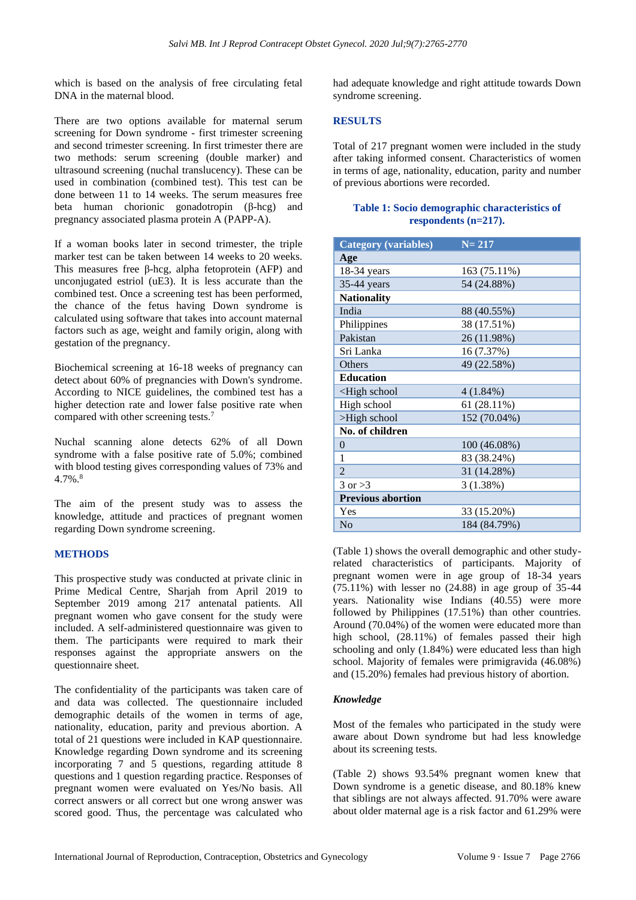which is based on the analysis of free circulating fetal DNA in the maternal blood.

There are two options available for maternal serum screening for Down syndrome - first trimester screening and second trimester screening. In first trimester there are two methods: serum screening (double marker) and ultrasound screening (nuchal translucency). These can be used in combination (combined test). This test can be done between 11 to 14 weeks. The serum measures free beta human chorionic gonadotropin (β-hcg) and pregnancy associated plasma protein A (PAPP-A).

If a woman books later in second trimester, the triple marker test can be taken between 14 weeks to 20 weeks. This measures free β-hcg, alpha fetoprotein (AFP) and unconjugated estriol (uE3). It is less accurate than the combined test. Once a screening test has been performed, the chance of the fetus having Down syndrome is calculated using software that takes into account maternal factors such as age, weight and family origin, along with gestation of the pregnancy.

Biochemical screening at 16-18 weeks of pregnancy can detect about 60% of pregnancies with Down's syndrome. According to NICE guidelines, the combined test has a higher detection rate and lower false positive rate when compared with other screening tests.[7]

Nuchal scanning alone detects 62% of all Down syndrome with a false positive rate of 5.0%; combined with blood testing gives corresponding values of 73% and 4.7%.[8]

The aim of the present study was to assess the knowledge, attitude and practices of pregnant women regarding Down syndrome screening.

## METHODS

This prospective study was conducted at private clinic in Prime Medical Centre, Sharjah from April 2019 to September 2019 among 217 antenatal patients. All pregnant women who gave consent for the study were included. A self-administered questionnaire was given to them. The participants were required to mark their responses against the appropriate answers on the questionnaire sheet.

The confidentiality of the participants was taken care of and data was collected. The questionnaire included demographic details of the women in terms of age, nationality, education, parity and previous abortion. A total of 21 questions were included in KAP questionnaire. Knowledge regarding Down syndrome and its screening incorporating 7 and 5 questions, regarding attitude 8 questions and 1 question regarding practice. Responses of pregnant women were evaluated on Yes/No basis. All correct answers or all correct but one wrong answer was scored good. Thus, the percentage was calculated who had adequate knowledge and right attitude towards Down syndrome screening.

## RESULTS

Total of 217 pregnant women were included in the study after taking informed consent. Characteristics of women in terms of age, nationality, education, parity and number of previous abortions were recorded.

**Table 1: Socio demographic characteristics of respondents (n=217).**

| Category (variables) | N= 217 |
|---|---|
| **Age** | |
| 18-34 years | 163 (75.11%) |
| 35-44 years | 54 (24.88%) |
| **Nationality** | |
| India | 88 (40.55%) |
| Philippines | 38 (17.51%) |
| Pakistan | 26 (11.98%) |
| Sri Lanka | 16 (7.37%) |
| Others | 49 (22.58%) |
| **Education** | |
| <High school | 4 (1.84%) |
| High school | 61 (28.11%) |
| >High school | 152 (70.04%) |
| **No. of children** | |
| 0 | 100 (46.08%) |
| 1 | 83 (38.24%) |
| 2 | 31 (14.28%) |
| 3 or >3 | 3 (1.38%) |
| **Previous abortion** | |
| Yes | 33 (15.20%) |
| No | 184 (84.79%) |

(Table 1) shows the overall demographic and other study-related characteristics of participants. Majority of pregnant women were in age group of 18-34 years (75.11%) with lesser no (24.88) in age group of 35-44 years. Nationality wise Indians (40.55) were more followed by Philippines (17.51%) than other countries. Around (70.04%) of the women were educated more than high school, (28.11%) of females passed their high schooling and only (1.84%) were educated less than high school. Majority of females were primigravida (46.08%) and (15.20%) females had previous history of abortion.

### *Knowledge*

Most of the females who participated in the study were aware about Down syndrome but had less knowledge about its screening tests.

(Table 2) shows 93.54% pregnant women knew that Down syndrome is a genetic disease, and 80.18% knew that siblings are not always affected. 91.70% were aware about older maternal age is a risk factor and 61.29% were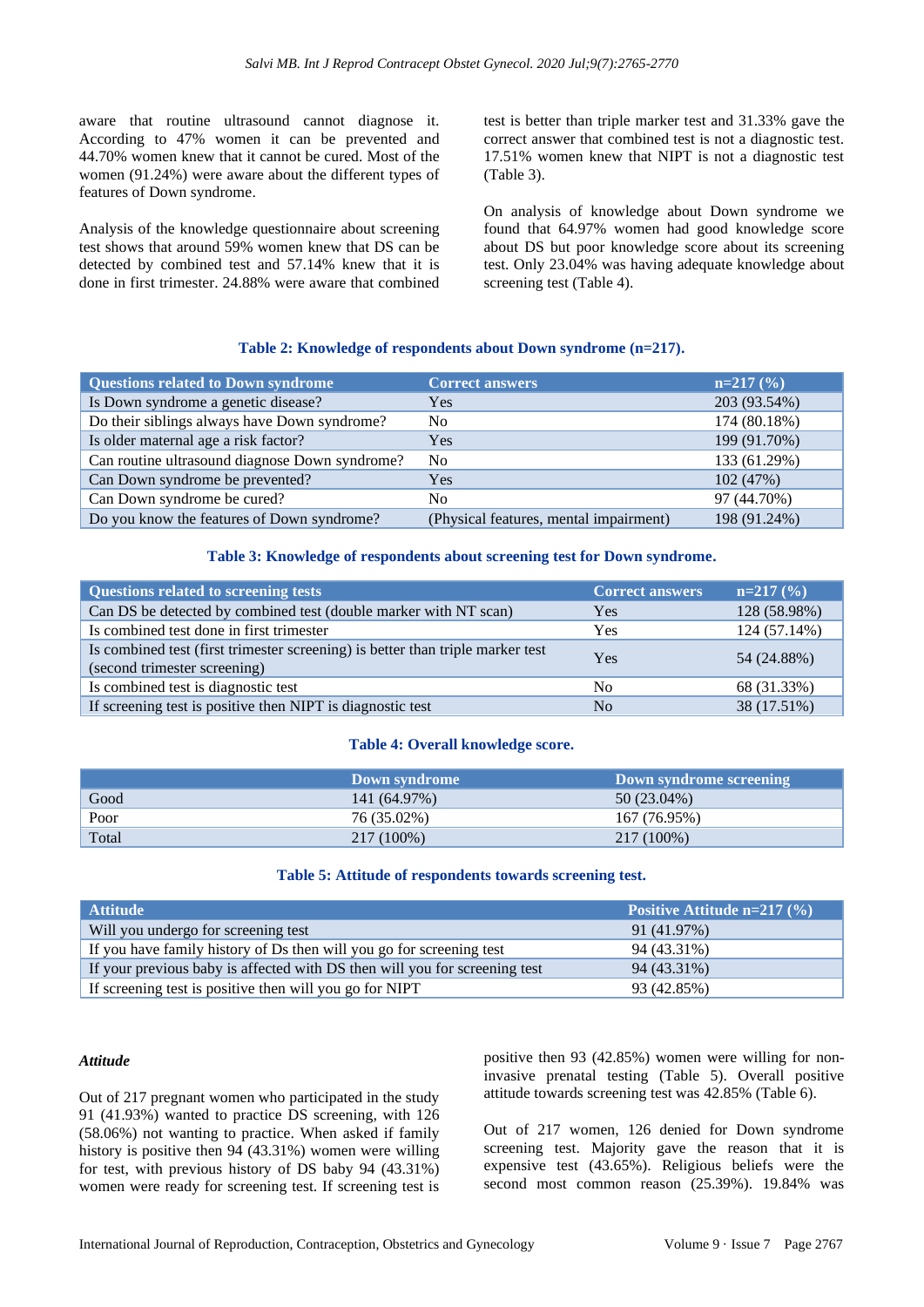aware that routine ultrasound cannot diagnose it. According to 47% women it can be prevented and 44.70% women knew that it cannot be cured. Most of the women (91.24%) were aware about the different types of features of Down syndrome.

Analysis of the knowledge questionnaire about screening test shows that around 59% women knew that DS can be detected by combined test and 57.14% knew that it is done in first trimester. 24.88% were aware that combined test is better than triple marker test and 31.33% gave the correct answer that combined test is not a diagnostic test. 17.51% women knew that NIPT is not a diagnostic test (Table 3).

On analysis of knowledge about Down syndrome we found that 64.97% women had good knowledge score about DS but poor knowledge score about its screening test. Only 23.04% was having adequate knowledge about screening test (Table 4).

**Table 2: Knowledge of respondents about Down syndrome (n=217).**

| Questions related to Down syndrome | Correct answers | n=217 (%) |
| --- | --- | --- |
| Is Down syndrome a genetic disease? | Yes | 203 (93.54%) |
| Do their siblings always have Down syndrome? | No | 174 (80.18%) |
| Is older maternal age a risk factor? | Yes | 199 (91.70%) |
| Can routine ultrasound diagnose Down syndrome? | No | 133 (61.29%) |
| Can Down syndrome be prevented? | Yes | 102 (47%) |
| Can Down syndrome be cured? | No | 97 (44.70%) |
| Do you know the features of Down syndrome? | (Physical features, mental impairment) | 198 (91.24%) |

**Table 3: Knowledge of respondents about screening test for Down syndrome.**

| Questions related to screening tests | Correct answers | n=217 (%) |
| --- | --- | --- |
| Can DS be detected by combined test (double marker with NT scan) | Yes | 128 (58.98%) |
| Is combined test done in first trimester | Yes | 124 (57.14%) |
| Is combined test (first trimester screening) is better than triple marker test (second trimester screening) | Yes | 54 (24.88%) |
| Is combined test is diagnostic test | No | 68 (31.33%) |
| If screening test is positive then NIPT is diagnostic test | No | 38 (17.51%) |

**Table 4: Overall knowledge score.**

| | Down syndrome | Down syndrome screening |
| --- | --- | --- |
| Good | 141 (64.97%) | 50 (23.04%) |
| Poor | 76 (35.02%) | 167 (76.95%) |
| Total | 217 (100%) | 217 (100%) |

**Table 5: Attitude of respondents towards screening test.**

| Attitude | Positive Attitude n=217 (%) |
| --- | --- |
| Will you undergo for screening test | 91 (41.97%) |
| If you have family history of Ds then will you go for screening test | 94 (43.31%) |
| If your previous baby is affected with DS then will you for screening test | 94 (43.31%) |
| If screening test is positive then will you go for NIPT | 93 (42.85%) |

### *Attitude*

Out of 217 pregnant women who participated in the study 91 (41.93%) wanted to practice DS screening, with 126 (58.06%) not wanting to practice. When asked if family history is positive then 94 (43.31%) women were willing for test, with previous history of DS baby 94 (43.31%) women were ready for screening test. If screening test is positive then 93 (42.85%) women were willing for non-invasive prenatal testing (Table 5). Overall positive attitude towards screening test was 42.85% (Table 6).

Out of 217 women, 126 denied for Down syndrome screening test. Majority gave the reason that it is expensive test (43.65%). Religious beliefs were the second most common reason (25.39%). 19.84% was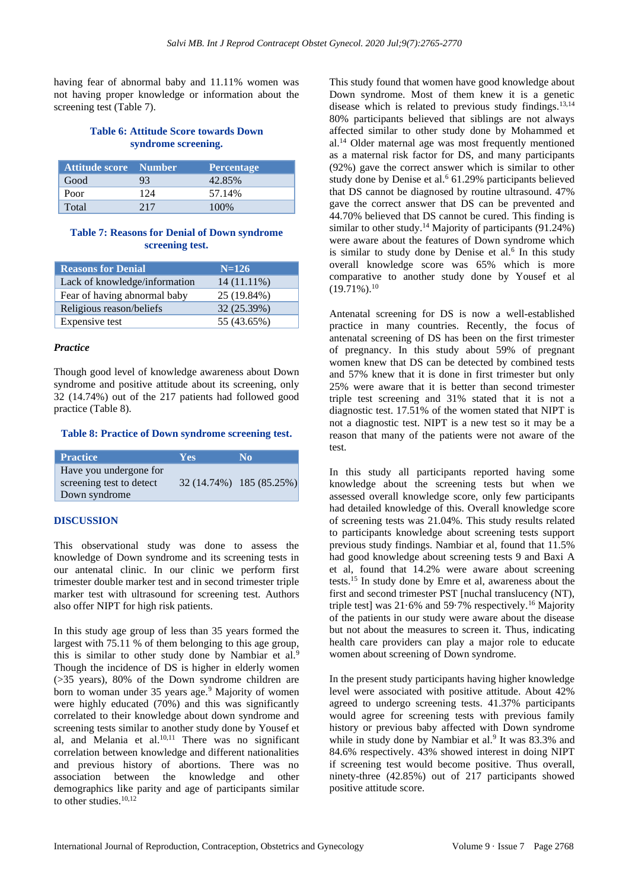having fear of abnormal baby and 11.11% women was not having proper knowledge or information about the screening test (Table 7).

**Table 6: Attitude Score towards Down syndrome screening.**

| Attitude score | Number | Percentage |
|---|---|---|
| Good | 93 | 42.85% |
| Poor | 124 | 57.14% |
| Total | 217 | 100% |

**Table 7: Reasons for Denial of Down syndrome screening test.**

| Reasons for Denial | N=126 |
|---|---|
| Lack of knowledge/information | 14 (11.11%) |
| Fear of having abnormal baby | 25 (19.84%) |
| Religious reason/beliefs | 32 (25.39%) |
| Expensive test | 55 (43.65%) |

### *Practice*

Though good level of knowledge awareness about Down syndrome and positive attitude about its screening, only 32 (14.74%) out of the 217 patients had followed good practice (Table 8).

**Table 8: Practice of Down syndrome screening test.**

| Practice | Yes | No |
|---|---|---|
| Have you undergone for screening test to detect Down syndrome | 32 (14.74%) | 185 (85.25%) |

## DISCUSSION

This observational study was done to assess the knowledge of Down syndrome and its screening tests in our antenatal clinic. In our clinic we perform first trimester double marker test and in second trimester triple marker test with ultrasound for screening test. Authors also offer NIPT for high risk patients.

In this study age group of less than 35 years formed the largest with 75.11 % of them belonging to this age group, this is similar to other study done by Nambiar et al.[9] Though the incidence of DS is higher in elderly women (>35 years), 80% of the Down syndrome children are born to woman under 35 years age.[9] Majority of women were highly educated (70%) and this was significantly correlated to their knowledge about down syndrome and screening tests similar to another study done by Yousef et al, and Melania et al.[10,11] There was no significant correlation between knowledge and different nationalities and previous history of abortions. There was no association between the knowledge and other demographics like parity and age of participants similar to other studies.[10,12]

This study found that women have good knowledge about Down syndrome. Most of them knew it is a genetic disease which is related to previous study findings.[13,14] 80% participants believed that siblings are not always affected similar to other study done by Mohammed et al.[14] Older maternal age was most frequently mentioned as a maternal risk factor for DS, and many participants (92%) gave the correct answer which is similar to other study done by Denise et al.[6] 61.29% participants believed that DS cannot be diagnosed by routine ultrasound. 47% gave the correct answer that DS can be prevented and 44.70% believed that DS cannot be cured. This finding is similar to other study.[14] Majority of participants (91.24%) were aware about the features of Down syndrome which is similar to study done by Denise et al.[6] In this study overall knowledge score was 65% which is more comparative to another study done by Yousef et al (19.71%).[10]

Antenatal screening for DS is now a well-established practice in many countries. Recently, the focus of antenatal screening of DS has been on the first trimester of pregnancy. In this study about 59% of pregnant women knew that DS can be detected by combined tests and 57% knew that it is done in first trimester but only 25% were aware that it is better than second trimester triple test screening and 31% stated that it is not a diagnostic test. 17.51% of the women stated that NIPT is not a diagnostic test. NIPT is a new test so it may be a reason that many of the patients were not aware of the test.

In this study all participants reported having some knowledge about the screening tests but when we assessed overall knowledge score, only few participants had detailed knowledge of this. Overall knowledge score of screening tests was 21.04%. This study results related to participants knowledge about screening tests support previous study findings. Nambiar et al, found that 11.5% had good knowledge about screening tests 9 and Baxi A et al, found that 14.2% were aware about screening tests.[15] In study done by Emre et al, awareness about the first and second trimester PST [nuchal translucency (NT), triple test] was 21·6% and 59·7% respectively.[16] Majority of the patients in our study were aware about the disease but not about the measures to screen it. Thus, indicating health care providers can play a major role to educate women about screening of Down syndrome.

In the present study participants having higher knowledge level were associated with positive attitude. About 42% agreed to undergo screening tests. 41.37% participants would agree for screening tests with previous family history or previous baby affected with Down syndrome while in study done by Nambiar et al.[9] It was 83.3% and 84.6% respectively. 43% showed interest in doing NIPT if screening test would become positive. Thus overall, ninety-three (42.85%) out of 217 participants showed positive attitude score.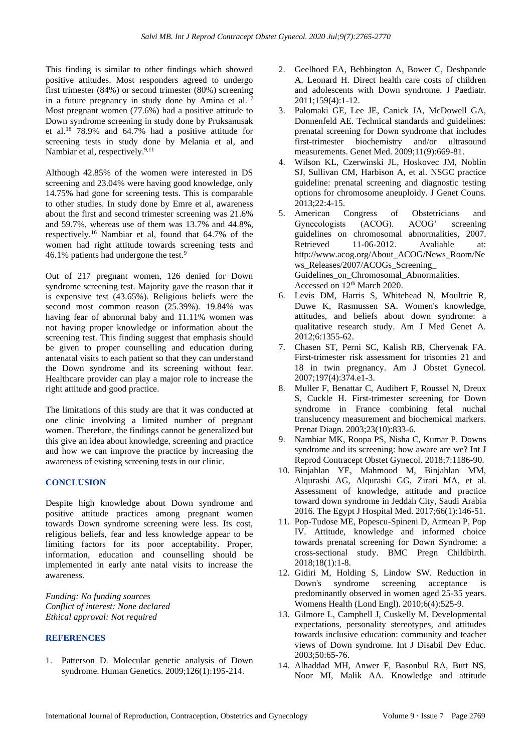This finding is similar to other findings which showed positive attitudes. Most responders agreed to undergo first trimester (84%) or second trimester (80%) screening in a future pregnancy in study done by Amina et al.[17] Most pregnant women (77.6%) had a positive attitude to Down syndrome screening in study done by Pruksanusak et al.[18] 78.9% and 64.7% had a positive attitude for screening tests in study done by Melania et al, and Nambiar et al, respectively.[9,11]

Although 42.85% of the women were interested in DS screening and 23.04% were having good knowledge, only 14.75% had gone for screening tests. This is comparable to other studies. In study done by Emre et al, awareness about the first and second trimester screening was 21.6% and 59.7%, whereas use of them was 13.7% and 44.8%, respectively.[16] Nambiar et al, found that 64.7% of the women had right attitude towards screening tests and 46.1% patients had undergone the test.[9]

Out of 217 pregnant women, 126 denied for Down syndrome screening test. Majority gave the reason that it is expensive test (43.65%). Religious beliefs were the second most common reason (25.39%). 19.84% was having fear of abnormal baby and 11.11% women was not having proper knowledge or information about the screening test. This finding suggest that emphasis should be given to proper counselling and education during antenatal visits to each patient so that they can understand the Down syndrome and its screening without fear. Healthcare provider can play a major role to increase the right attitude and good practice.

The limitations of this study are that it was conducted at one clinic involving a limited number of pregnant women. Therefore, the findings cannot be generalized but this give an idea about knowledge, screening and practice and how we can improve the practice by increasing the awareness of existing screening tests in our clinic.

## CONCLUSION

Despite high knowledge about Down syndrome and positive attitude practices among pregnant women towards Down syndrome screening were less. Its cost, religious beliefs, fear and less knowledge appear to be limiting factors for its poor acceptability. Proper, information, education and counselling should be implemented in early ante natal visits to increase the awareness.

*Funding: No funding sources*
*Conflict of interest: None declared*
*Ethical approval: Not required*

## REFERENCES

1. Patterson D. Molecular genetic analysis of Down syndrome. Human Genetics. 2009;126(1):195-214.
2. Geelhoed EA, Bebbington A, Bower C, Deshpande A, Leonard H. Direct health care costs of children and adolescents with Down syndrome. J Paediatr. 2011;159(4):1-12.
3. Palomaki GE, Lee JE, Canick JA, McDowell GA, Donnenfeld AE. Technical standards and guidelines: prenatal screening for Down syndrome that includes first-trimester biochemistry and/or ultrasound measurements. Genet Med. 2009;11(9):669-81.
4. Wilson KL, Czerwinski JL, Hoskovec JM, Noblin SJ, Sullivan CM, Harbison A, et al. NSGC practice guideline: prenatal screening and diagnostic testing options for chromosome aneuploidy. J Genet Couns. 2013;22:4-15.
5. American Congress of Obstetricians and Gynecologists (ACOG). ACOG' screening guidelines on chromosomal abnormalities, 2007. Retrieved 11-06-2012. Avaliable at: http://www.acog.org/About_ACOG/News_Room/News_Releases/2007/ACOGs_Screening_Guidelines_on_Chromosomal_Abnormalities. Accessed on 12th March 2020.
6. Levis DM, Harris S, Whitehead N, Moultrie R, Duwe K, Rasmussen SA. Women's knowledge, attitudes, and beliefs about down syndrome: a qualitative research study. Am J Med Genet A. 2012;6:1355-62.
7. Chasen ST, Perni SC, Kalish RB, Chervenak FA. First-trimester risk assessment for trisomies 21 and 18 in twin pregnancy. Am J Obstet Gynecol. 2007;197(4):374.e1-3.
8. Muller F, Benattar C, Audibert F, Roussel N, Dreux S, Cuckle H. First-trimester screening for Down syndrome in France combining fetal nuchal translucency measurement and biochemical markers. Prenat Diagn. 2003;23(10):833-6.
9. Nambiar MK, Roopa PS, Nisha C, Kumar P. Downs syndrome and its screening: how aware are we? Int J Reprod Contracept Obstet Gynecol. 2018;7:1186-90.
10. Binjahlan YE, Mahmood M, Binjahlan MM, Alqurashi AG, Alqurashi GG, Zirari MA, et al. Assessment of knowledge, attitude and practice toward down syndrome in Jeddah City, Saudi Arabia 2016. The Egypt J Hospital Med. 2017;66(1):146-51.
11. Pop-Tudose ME, Popescu-Spineni D, Armean P, Pop IV. Attitude, knowledge and informed choice towards prenatal screening for Down Syndrome: a cross-sectional study. BMC Pregn Childbirth. 2018;18(1):1-8.
12. Gidiri M, Holding S, Lindow SW. Reduction in Down's syndrome screening acceptance is predominantly observed in women aged 25-35 years. Womens Health (Lond Engl). 2010;6(4):525-9.
13. Gilmore L, Campbell J, Cuskelly M. Developmental expectations, personality stereotypes, and attitudes towards inclusive education: community and teacher views of Down syndrome. Int J Disabil Dev Educ. 2003;50:65-76.
14. Alhaddad MH, Anwer F, Basonbul RA, Butt NS, Noor MI, Malik AA. Knowledge and attitude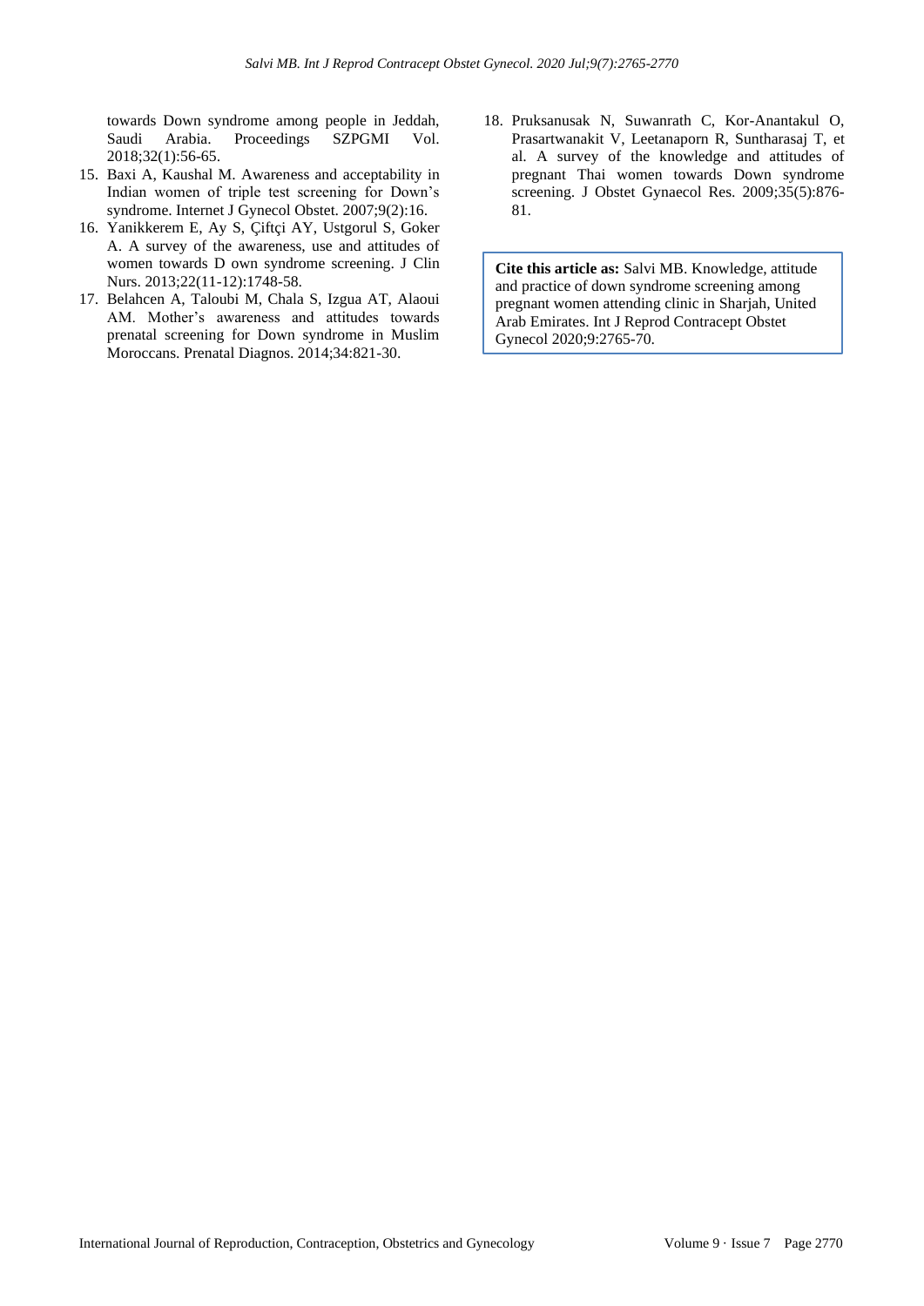towards Down syndrome among people in Jeddah, Saudi Arabia. Proceedings SZPGMI Vol. 2018;32(1):56-65.

15. Baxi A, Kaushal M. Awareness and acceptability in Indian women of triple test screening for Down's syndrome. Internet J Gynecol Obstet. 2007;9(2):16.
16. Yanikkerem E, Ay S, Çiftçi AY, Ustgorul S, Goker A. A survey of the awareness, use and attitudes of women towards D own syndrome screening. J Clin Nurs. 2013;22(11-12):1748-58.
17. Belahcen A, Taloubi M, Chala S, Izgua AT, Alaoui AM. Mother's awareness and attitudes towards prenatal screening for Down syndrome in Muslim Moroccans. Prenatal Diagnos. 2014;34:821-30.
18. Pruksanusak N, Suwanrath C, Kor-Anantakul O, Prasartwanakit V, Leetanaporn R, Suntharasaj T, et al. A survey of the knowledge and attitudes of pregnant Thai women towards Down syndrome screening. J Obstet Gynaecol Res. 2009;35(5):876-81.

**Cite this article as:** Salvi MB. Knowledge, attitude and practice of down syndrome screening among pregnant women attending clinic in Sharjah, United Arab Emirates. Int J Reprod Contracept Obstet Gynecol 2020;9:2765-70.